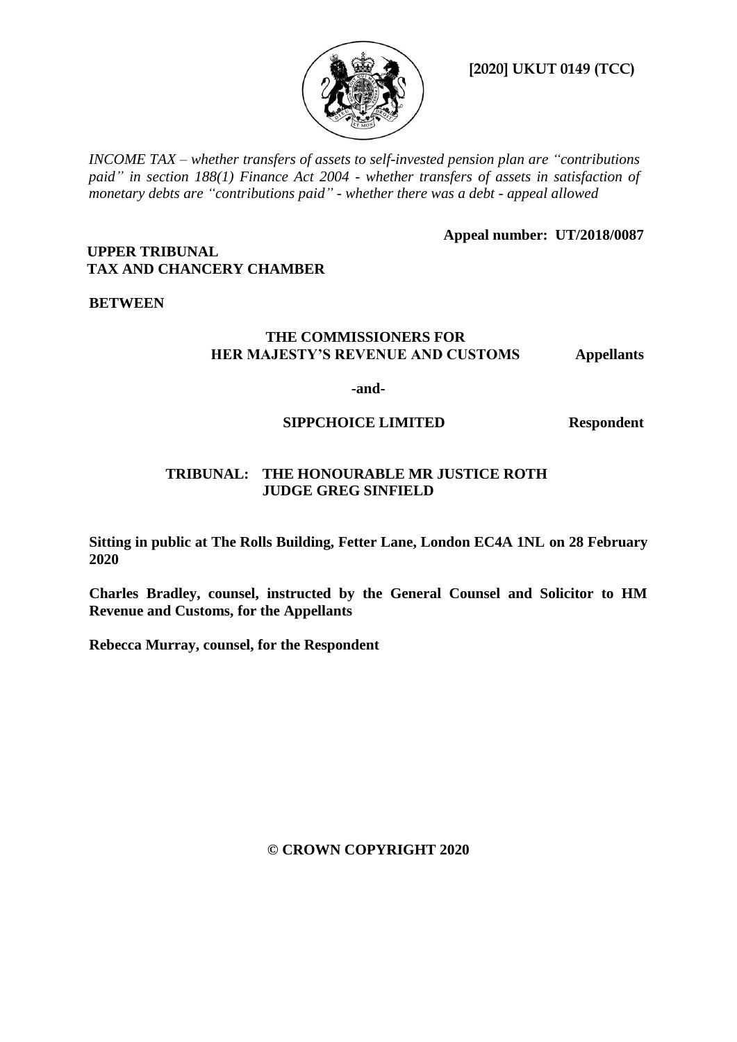**[2020] UKUT 0149 (TCC)**

*INCOME TAX – whether transfers of assets to self-invested pension plan are "contributions paid" in section 188(1) Finance Act 2004 - whether transfers of assets in satisfaction of monetary debts are "contributions paid" - whether there was a debt - appeal allowed*

**Appeal number: UT/2018/0087**

**UPPER TRIBUNAL**
**TAX AND CHANCERY CHAMBER**

**BETWEEN**

**THE COMMISSIONERS FOR HER MAJESTY'S REVENUE AND CUSTOMS** — **Appellants**

**-and-**

**SIPPCHOICE LIMITED** — **Respondent**

**TRIBUNAL: THE HONOURABLE MR JUSTICE ROTH**
**JUDGE GREG SINFIELD**

**Sitting in public at The Rolls Building, Fetter Lane, London EC4A 1NL on 28 February 2020**

**Charles Bradley, counsel, instructed by the General Counsel and Solicitor to HM Revenue and Customs, for the Appellants**

**Rebecca Murray, counsel, for the Respondent**

**© CROWN COPYRIGHT 2020**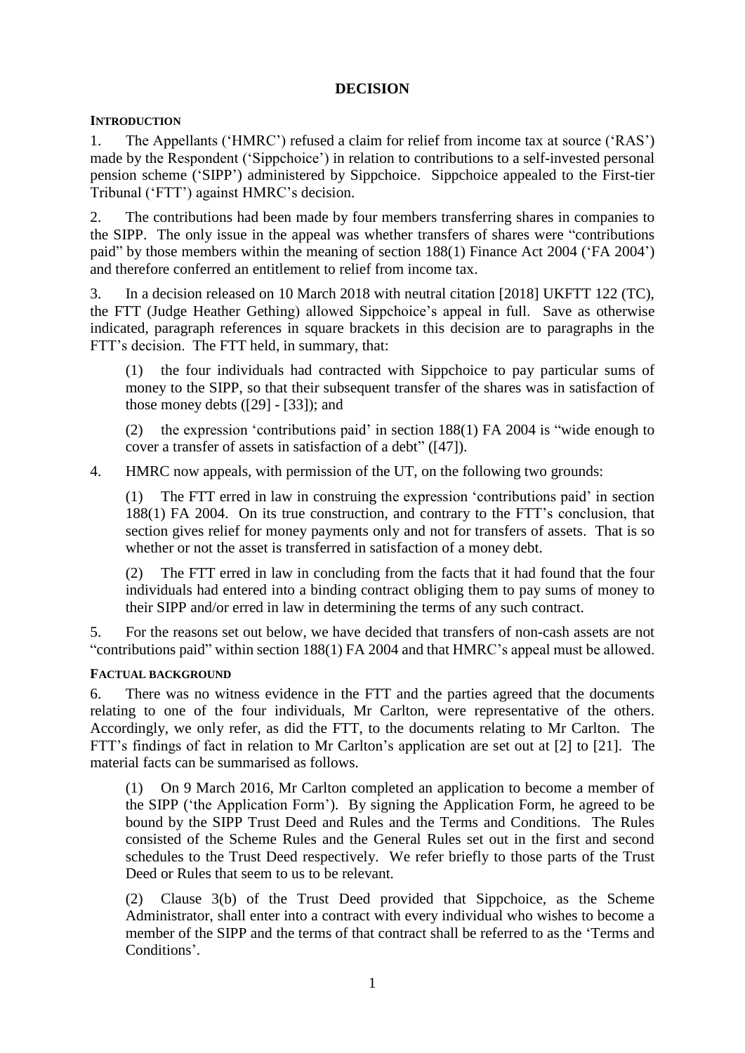# DECISION

### INTRODUCTION

1. The Appellants ('HMRC') refused a claim for relief from income tax at source ('RAS') made by the Respondent ('Sippchoice') in relation to contributions to a self-invested personal pension scheme ('SIPP') administered by Sippchoice. Sippchoice appealed to the First-tier Tribunal ('FTT') against HMRC's decision.

2. The contributions had been made by four members transferring shares in companies to the SIPP. The only issue in the appeal was whether transfers of shares were "contributions paid" by those members within the meaning of section 188(1) Finance Act 2004 ('FA 2004') and therefore conferred an entitlement to relief from income tax.

3. In a decision released on 10 March 2018 with neutral citation [2018] UKFTT 122 (TC), the FTT (Judge Heather Gething) allowed Sippchoice's appeal in full. Save as otherwise indicated, paragraph references in square brackets in this decision are to paragraphs in the FTT's decision. The FTT held, in summary, that:

   (1) the four individuals had contracted with Sippchoice to pay particular sums of money to the SIPP, so that their subsequent transfer of the shares was in satisfaction of those money debts ([29] - [33]); and

   (2) the expression 'contributions paid' in section 188(1) FA 2004 is "wide enough to cover a transfer of assets in satisfaction of a debt" ([47]).

4. HMRC now appeals, with permission of the UT, on the following two grounds:

   (1) The FTT erred in law in construing the expression 'contributions paid' in section 188(1) FA 2004. On its true construction, and contrary to the FTT's conclusion, that section gives relief for money payments only and not for transfers of assets. That is so whether or not the asset is transferred in satisfaction of a money debt.

   (2) The FTT erred in law in concluding from the facts that it had found that the four individuals had entered into a binding contract obliging them to pay sums of money to their SIPP and/or erred in law in determining the terms of any such contract.

5. For the reasons set out below, we have decided that transfers of non-cash assets are not "contributions paid" within section 188(1) FA 2004 and that HMRC's appeal must be allowed.

### FACTUAL BACKGROUND

6. There was no witness evidence in the FTT and the parties agreed that the documents relating to one of the four individuals, Mr Carlton, were representative of the others. Accordingly, we only refer, as did the FTT, to the documents relating to Mr Carlton. The FTT's findings of fact in relation to Mr Carlton's application are set out at [2] to [21]. The material facts can be summarised as follows.

   (1) On 9 March 2016, Mr Carlton completed an application to become a member of the SIPP ('the Application Form'). By signing the Application Form, he agreed to be bound by the SIPP Trust Deed and Rules and the Terms and Conditions. The Rules consisted of the Scheme Rules and the General Rules set out in the first and second schedules to the Trust Deed respectively. We refer briefly to those parts of the Trust Deed or Rules that seem to us to be relevant.

   (2) Clause 3(b) of the Trust Deed provided that Sippchoice, as the Scheme Administrator, shall enter into a contract with every individual who wishes to become a member of the SIPP and the terms of that contract shall be referred to as the 'Terms and Conditions'.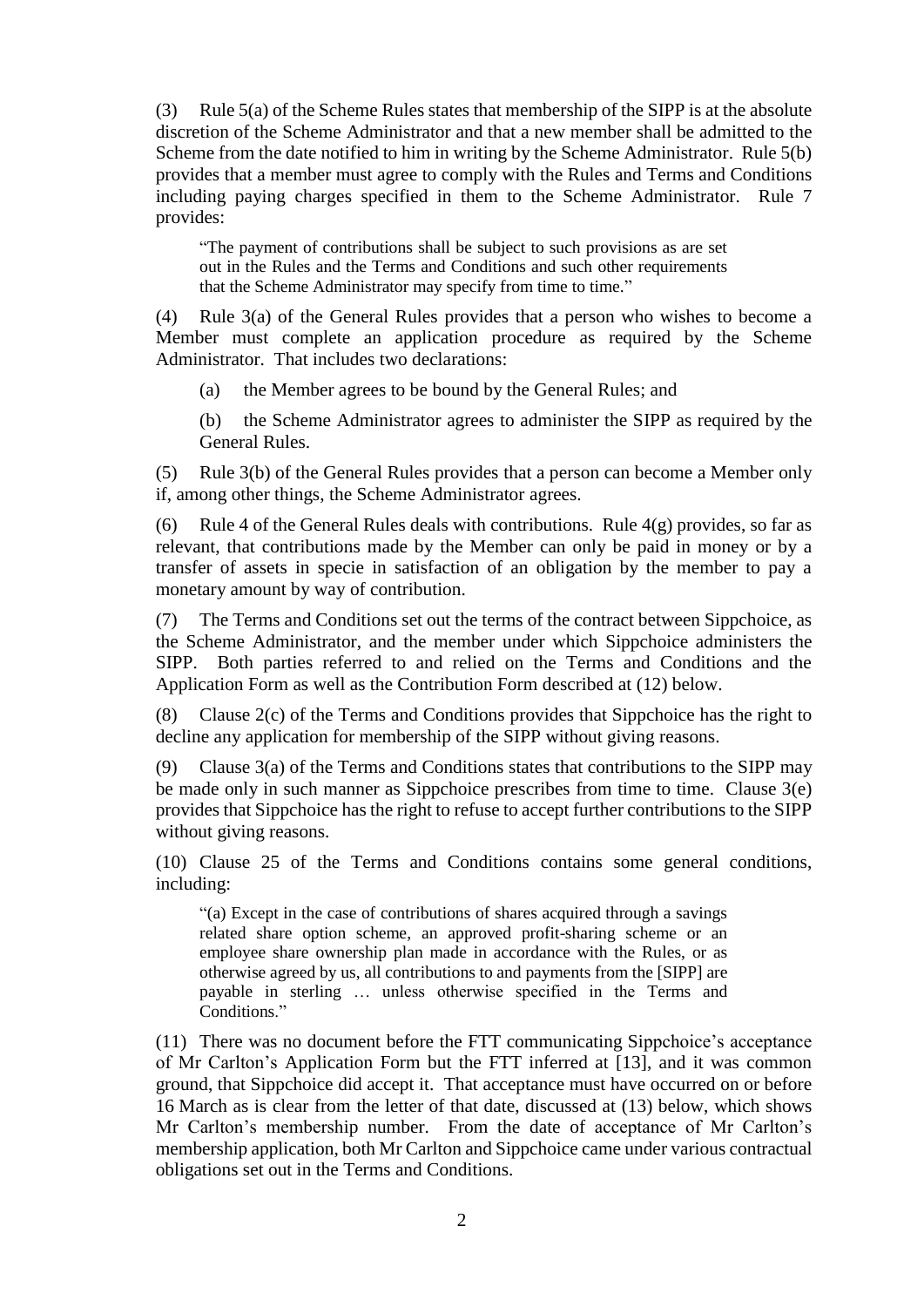(3) Rule 5(a) of the Scheme Rules states that membership of the SIPP is at the absolute discretion of the Scheme Administrator and that a new member shall be admitted to the Scheme from the date notified to him in writing by the Scheme Administrator. Rule 5(b) provides that a member must agree to comply with the Rules and Terms and Conditions including paying charges specified in them to the Scheme Administrator. Rule 7 provides:

> "The payment of contributions shall be subject to such provisions as are set out in the Rules and the Terms and Conditions and such other requirements that the Scheme Administrator may specify from time to time."

(4) Rule 3(a) of the General Rules provides that a person who wishes to become a Member must complete an application procedure as required by the Scheme Administrator. That includes two declarations:

(a) the Member agrees to be bound by the General Rules; and

(b) the Scheme Administrator agrees to administer the SIPP as required by the General Rules.

(5) Rule 3(b) of the General Rules provides that a person can become a Member only if, among other things, the Scheme Administrator agrees.

(6) Rule 4 of the General Rules deals with contributions. Rule 4(g) provides, so far as relevant, that contributions made by the Member can only be paid in money or by a transfer of assets in specie in satisfaction of an obligation by the member to pay a monetary amount by way of contribution.

(7) The Terms and Conditions set out the terms of the contract between Sippchoice, as the Scheme Administrator, and the member under which Sippchoice administers the SIPP. Both parties referred to and relied on the Terms and Conditions and the Application Form as well as the Contribution Form described at (12) below.

(8) Clause 2(c) of the Terms and Conditions provides that Sippchoice has the right to decline any application for membership of the SIPP without giving reasons.

(9) Clause 3(a) of the Terms and Conditions states that contributions to the SIPP may be made only in such manner as Sippchoice prescribes from time to time. Clause 3(e) provides that Sippchoice has the right to refuse to accept further contributions to the SIPP without giving reasons.

(10) Clause 25 of the Terms and Conditions contains some general conditions, including:

> "(a) Except in the case of contributions of shares acquired through a savings related share option scheme, an approved profit-sharing scheme or an employee share ownership plan made in accordance with the Rules, or as otherwise agreed by us, all contributions to and payments from the [SIPP] are payable in sterling … unless otherwise specified in the Terms and Conditions."

(11) There was no document before the FTT communicating Sippchoice's acceptance of Mr Carlton's Application Form but the FTT inferred at [13], and it was common ground, that Sippchoice did accept it. That acceptance must have occurred on or before 16 March as is clear from the letter of that date, discussed at (13) below, which shows Mr Carlton's membership number. From the date of acceptance of Mr Carlton's membership application, both Mr Carlton and Sippchoice came under various contractual obligations set out in the Terms and Conditions.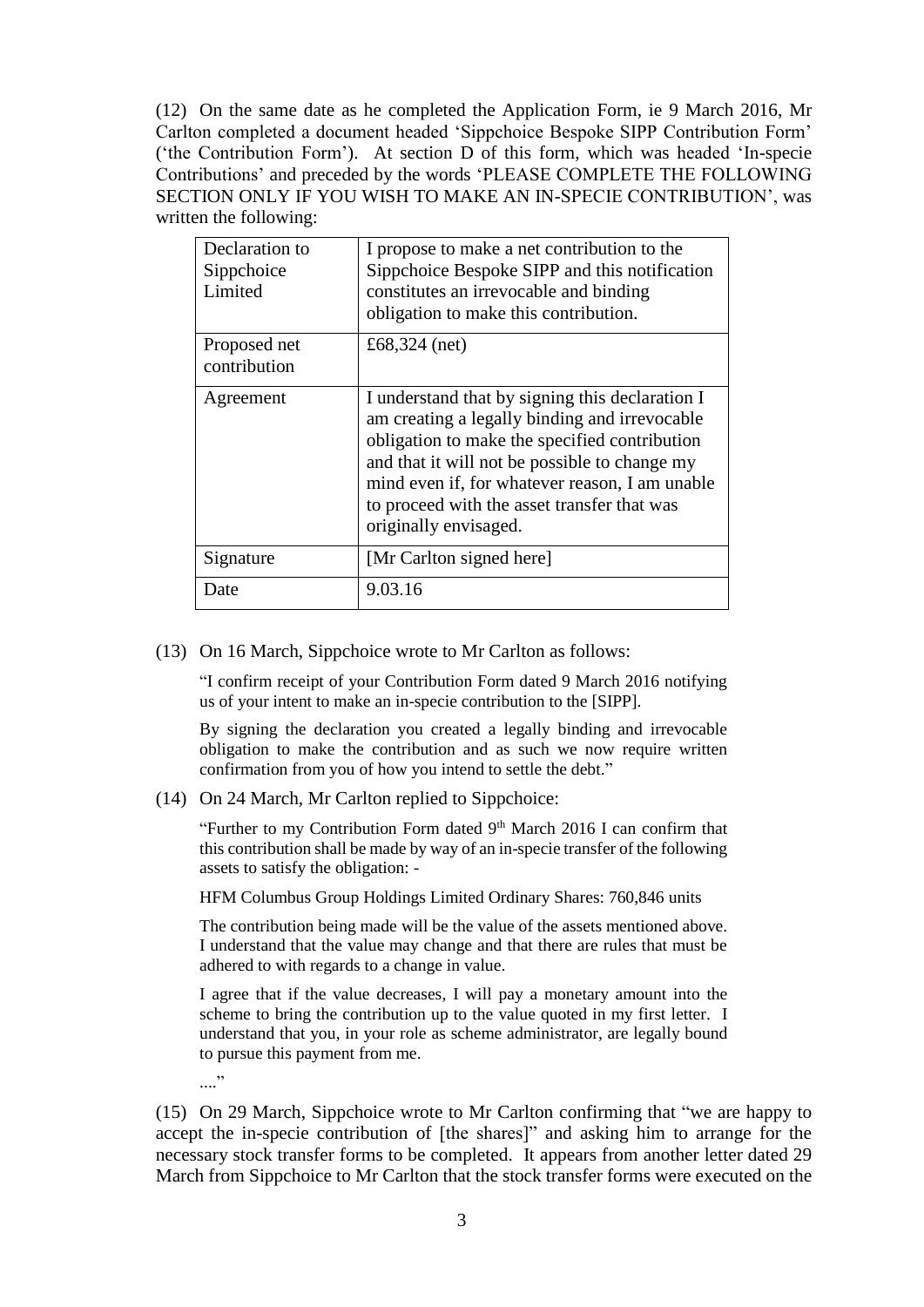(12) On the same date as he completed the Application Form, ie 9 March 2016, Mr Carlton completed a document headed 'Sippchoice Bespoke SIPP Contribution Form' ('the Contribution Form'). At section D of this form, which was headed 'In-specie Contributions' and preceded by the words 'PLEASE COMPLETE THE FOLLOWING SECTION ONLY IF YOU WISH TO MAKE AN IN-SPECIE CONTRIBUTION', was written the following:

| | |
|---|---|
| Declaration to Sippchoice Limited | I propose to make a net contribution to the Sippchoice Bespoke SIPP and this notification constitutes an irrevocable and binding obligation to make this contribution. |
| Proposed net contribution | £68,324 (net) |
| Agreement | I understand that by signing this declaration I am creating a legally binding and irrevocable obligation to make the specified contribution and that it will not be possible to change my mind even if, for whatever reason, I am unable to proceed with the asset transfer that was originally envisaged. |
| Signature | [Mr Carlton signed here] |
| Date | 9.03.16 |

(13) On 16 March, Sippchoice wrote to Mr Carlton as follows:

> "I confirm receipt of your Contribution Form dated 9 March 2016 notifying us of your intent to make an in-specie contribution to the [SIPP].
>
> By signing the declaration you created a legally binding and irrevocable obligation to make the contribution and as such we now require written confirmation from you of how you intend to settle the debt."

(14) On 24 March, Mr Carlton replied to Sippchoice:

> "Further to my Contribution Form dated 9th March 2016 I can confirm that this contribution shall be made by way of an in-specie transfer of the following assets to satisfy the obligation: -
>
> HFM Columbus Group Holdings Limited Ordinary Shares: 760,846 units
>
> The contribution being made will be the value of the assets mentioned above. I understand that the value may change and that there are rules that must be adhered to with regards to a change in value.
>
> I agree that if the value decreases, I will pay a monetary amount into the scheme to bring the contribution up to the value quoted in my first letter. I understand that you, in your role as scheme administrator, are legally bound to pursue this payment from me.
>
> ...."

(15) On 29 March, Sippchoice wrote to Mr Carlton confirming that "we are happy to accept the in-specie contribution of [the shares]" and asking him to arrange for the necessary stock transfer forms to be completed. It appears from another letter dated 29 March from Sippchoice to Mr Carlton that the stock transfer forms were executed on the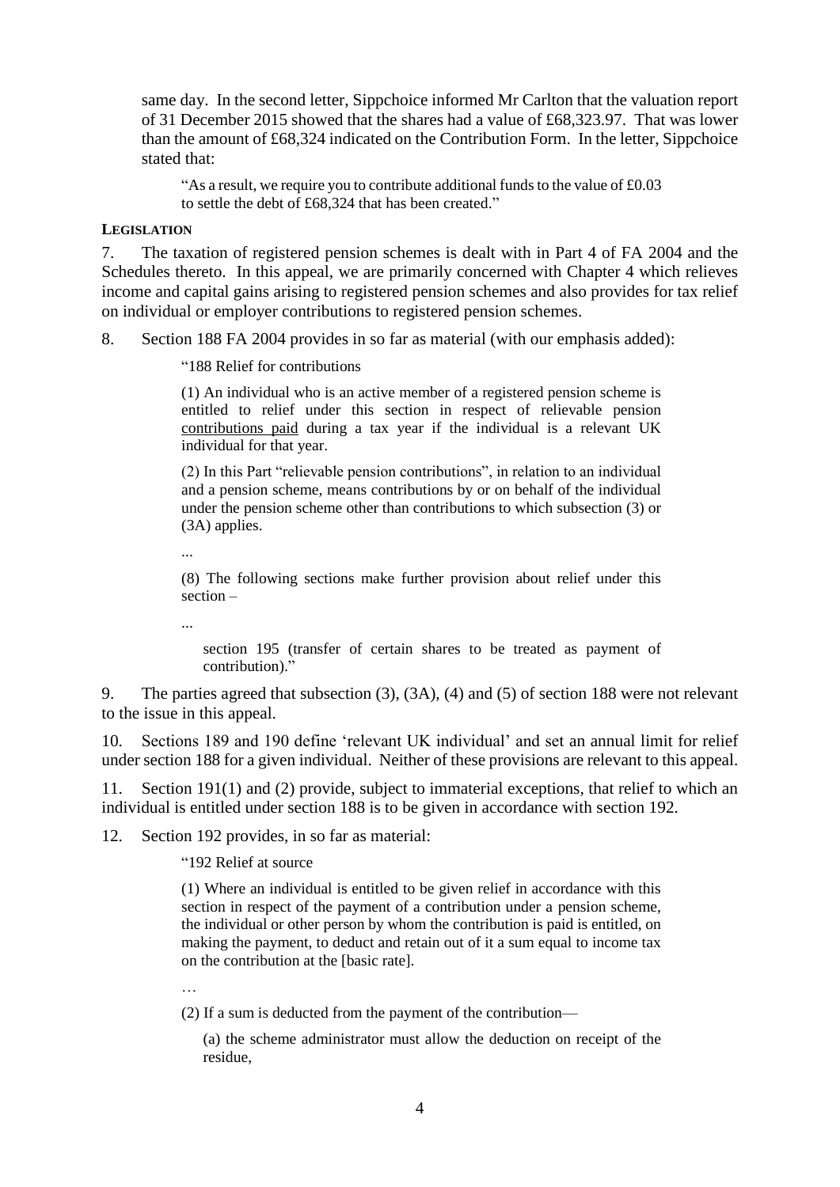same day. In the second letter, Sippchoice informed Mr Carlton that the valuation report of 31 December 2015 showed that the shares had a value of £68,323.97. That was lower than the amount of £68,324 indicated on the Contribution Form. In the letter, Sippchoice stated that:

> "As a result, we require you to contribute additional funds to the value of £0.03 to settle the debt of £68,324 that has been created."

**LEGISLATION**

7. The taxation of registered pension schemes is dealt with in Part 4 of FA 2004 and the Schedules thereto. In this appeal, we are primarily concerned with Chapter 4 which relieves income and capital gains arising to registered pension schemes and also provides for tax relief on individual or employer contributions to registered pension schemes.

8. Section 188 FA 2004 provides in so far as material (with our emphasis added):

> "188 Relief for contributions
>
> (1) An individual who is an active member of a registered pension scheme is entitled to relief under this section in respect of relievable pension <u>contributions paid</u> during a tax year if the individual is a relevant UK individual for that year.
>
> (2) In this Part "relievable pension contributions", in relation to an individual and a pension scheme, means contributions by or on behalf of the individual under the pension scheme other than contributions to which subsection (3) or (3A) applies.
>
> ...
>
> (8) The following sections make further provision about relief under this section –
>
> ...
>
> section 195 (transfer of certain shares to be treated as payment of contribution)."

9. The parties agreed that subsection (3), (3A), (4) and (5) of section 188 were not relevant to the issue in this appeal.

10. Sections 189 and 190 define 'relevant UK individual' and set an annual limit for relief under section 188 for a given individual. Neither of these provisions are relevant to this appeal.

11. Section 191(1) and (2) provide, subject to immaterial exceptions, that relief to which an individual is entitled under section 188 is to be given in accordance with section 192.

12. Section 192 provides, in so far as material:

> "192 Relief at source
>
> (1) Where an individual is entitled to be given relief in accordance with this section in respect of the payment of a contribution under a pension scheme, the individual or other person by whom the contribution is paid is entitled, on making the payment, to deduct and retain out of it a sum equal to income tax on the contribution at the [basic rate].
>
> …
>
> (2) If a sum is deducted from the payment of the contribution—
>
> (a) the scheme administrator must allow the deduction on receipt of the residue,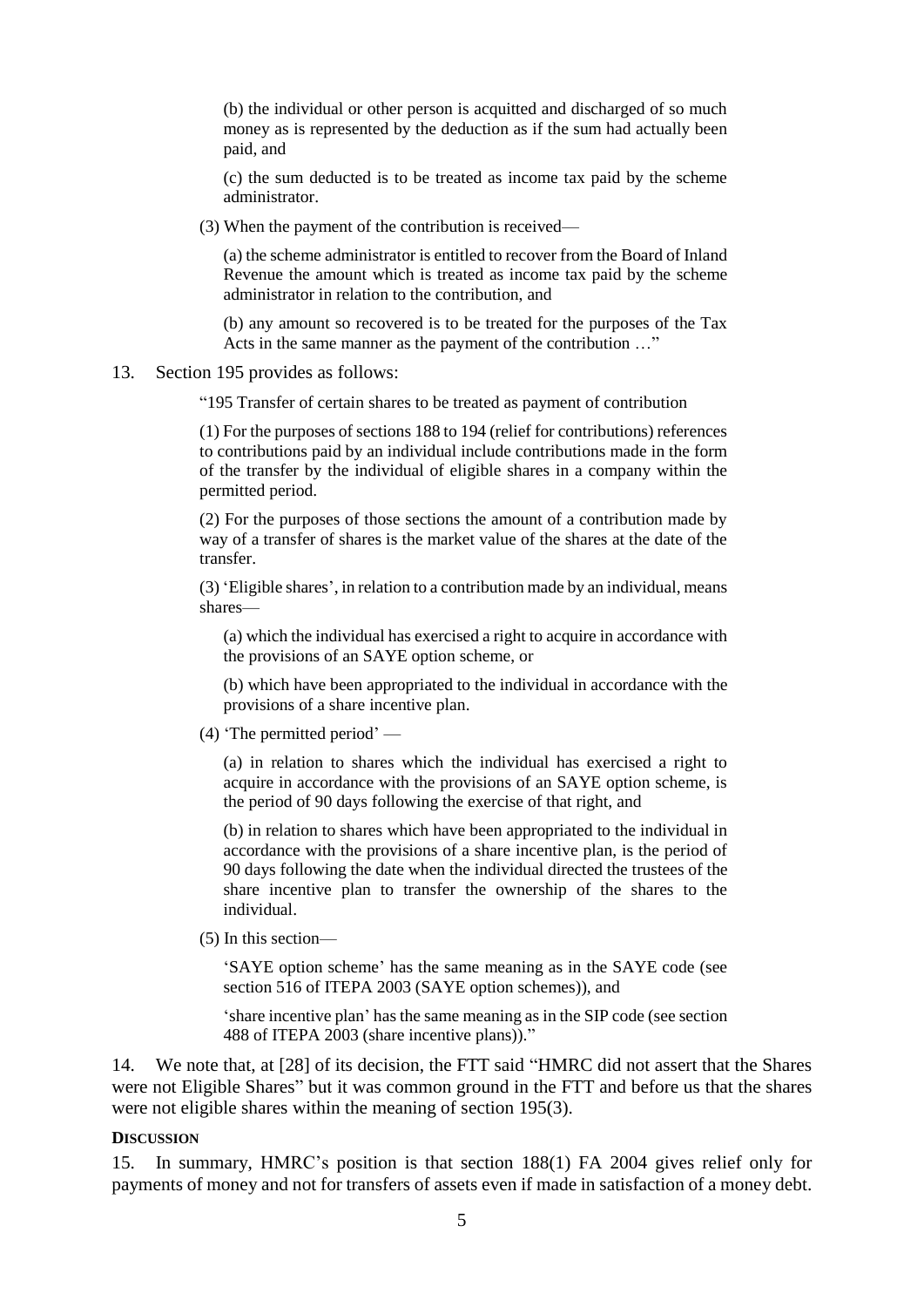> (b) the individual or other person is acquitted and discharged of so much money as is represented by the deduction as if the sum had actually been paid, and
>
> (c) the sum deducted is to be treated as income tax paid by the scheme administrator.
>
> (3) When the payment of the contribution is received—
>
> (a) the scheme administrator is entitled to recover from the Board of Inland Revenue the amount which is treated as income tax paid by the scheme administrator in relation to the contribution, and
>
> (b) any amount so recovered is to be treated for the purposes of the Tax Acts in the same manner as the payment of the contribution …"

13. Section 195 provides as follows:

> "195 Transfer of certain shares to be treated as payment of contribution
>
> (1) For the purposes of sections 188 to 194 (relief for contributions) references to contributions paid by an individual include contributions made in the form of the transfer by the individual of eligible shares in a company within the permitted period.
>
> (2) For the purposes of those sections the amount of a contribution made by way of a transfer of shares is the market value of the shares at the date of the transfer.
>
> (3) 'Eligible shares', in relation to a contribution made by an individual, means shares—
>
> (a) which the individual has exercised a right to acquire in accordance with the provisions of an SAYE option scheme, or
>
> (b) which have been appropriated to the individual in accordance with the provisions of a share incentive plan.
>
> (4) 'The permitted period' —
>
> (a) in relation to shares which the individual has exercised a right to acquire in accordance with the provisions of an SAYE option scheme, is the period of 90 days following the exercise of that right, and
>
> (b) in relation to shares which have been appropriated to the individual in accordance with the provisions of a share incentive plan, is the period of 90 days following the date when the individual directed the trustees of the share incentive plan to transfer the ownership of the shares to the individual.
>
> (5) In this section—
>
> 'SAYE option scheme' has the same meaning as in the SAYE code (see section 516 of ITEPA 2003 (SAYE option schemes)), and
>
> 'share incentive plan' has the same meaning as in the SIP code (see section 488 of ITEPA 2003 (share incentive plans))."

14. We note that, at [28] of its decision, the FTT said "HMRC did not assert that the Shares were not Eligible Shares" but it was common ground in the FTT and before us that the shares were not eligible shares within the meaning of section 195(3).

## DISCUSSION

15. In summary, HMRC's position is that section 188(1) FA 2004 gives relief only for payments of money and not for transfers of assets even if made in satisfaction of a money debt.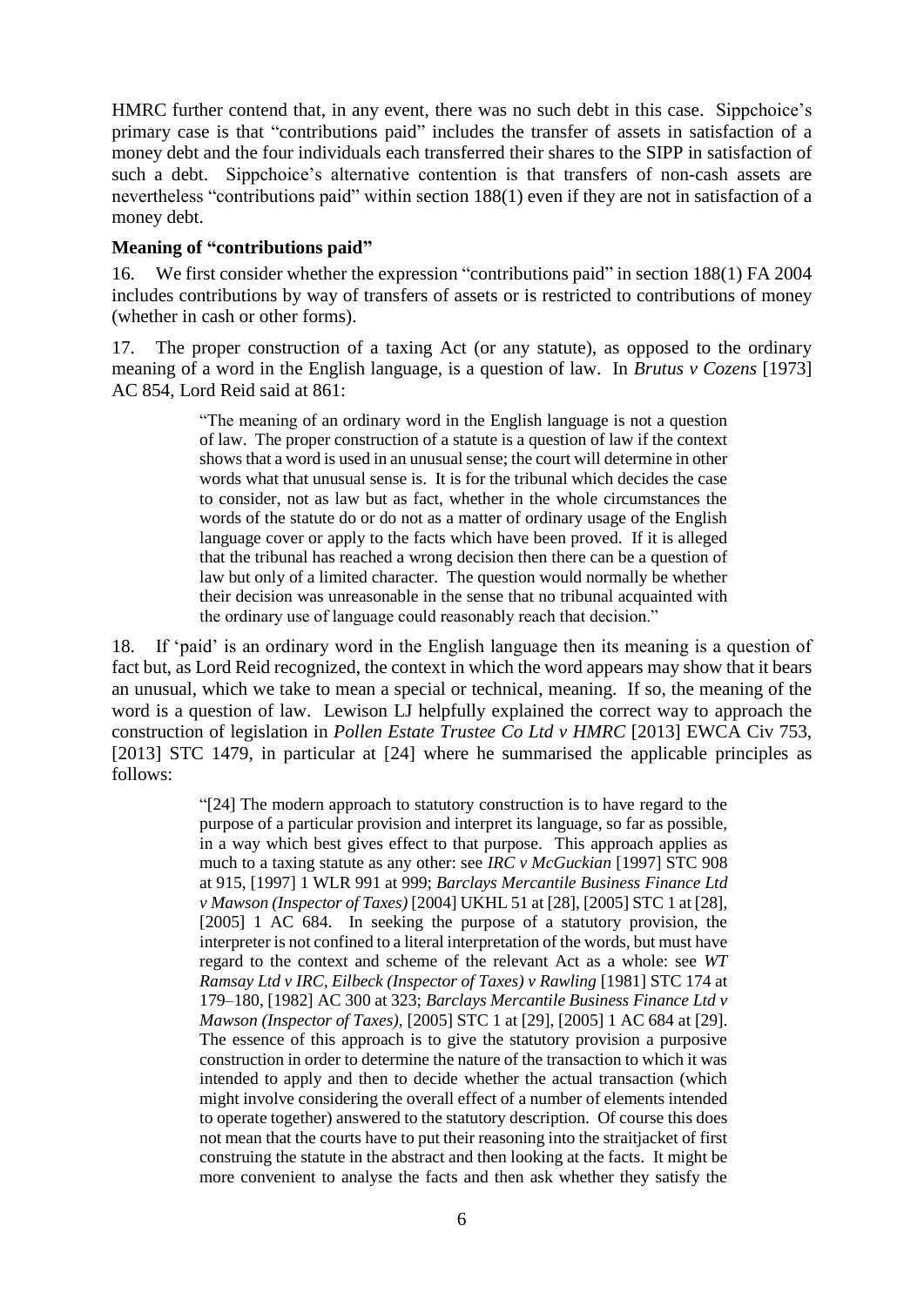HMRC further contend that, in any event, there was no such debt in this case. Sippchoice's primary case is that "contributions paid" includes the transfer of assets in satisfaction of a money debt and the four individuals each transferred their shares to the SIPP in satisfaction of such a debt. Sippchoice's alternative contention is that transfers of non-cash assets are nevertheless "contributions paid" within section 188(1) even if they are not in satisfaction of a money debt.

### Meaning of "contributions paid"

16. We first consider whether the expression "contributions paid" in section 188(1) FA 2004 includes contributions by way of transfers of assets or is restricted to contributions of money (whether in cash or other forms).

17. The proper construction of a taxing Act (or any statute), as opposed to the ordinary meaning of a word in the English language, is a question of law. In *Brutus v Cozens* [1973] AC 854, Lord Reid said at 861:

> "The meaning of an ordinary word in the English language is not a question of law. The proper construction of a statute is a question of law if the context shows that a word is used in an unusual sense; the court will determine in other words what that unusual sense is. It is for the tribunal which decides the case to consider, not as law but as fact, whether in the whole circumstances the words of the statute do or do not as a matter of ordinary usage of the English language cover or apply to the facts which have been proved. If it is alleged that the tribunal has reached a wrong decision then there can be a question of law but only of a limited character. The question would normally be whether their decision was unreasonable in the sense that no tribunal acquainted with the ordinary use of language could reasonably reach that decision."

18. If 'paid' is an ordinary word in the English language then its meaning is a question of fact but, as Lord Reid recognized, the context in which the word appears may show that it bears an unusual, which we take to mean a special or technical, meaning. If so, the meaning of the word is a question of law. Lewison LJ helpfully explained the correct way to approach the construction of legislation in *Pollen Estate Trustee Co Ltd v HMRC* [2013] EWCA Civ 753, [2013] STC 1479, in particular at [24] where he summarised the applicable principles as follows:

> "[24] The modern approach to statutory construction is to have regard to the purpose of a particular provision and interpret its language, so far as possible, in a way which best gives effect to that purpose. This approach applies as much to a taxing statute as any other: see *IRC v McGuckian* [1997] STC 908 at 915, [1997] 1 WLR 991 at 999; *Barclays Mercantile Business Finance Ltd v Mawson (Inspector of Taxes)* [2004] UKHL 51 at [28], [2005] STC 1 at [28], [2005] 1 AC 684. In seeking the purpose of a statutory provision, the interpreter is not confined to a literal interpretation of the words, but must have regard to the context and scheme of the relevant Act as a whole: see *WT Ramsay Ltd v IRC, Eilbeck (Inspector of Taxes) v Rawling* [1981] STC 174 at 179–180, [1982] AC 300 at 323; *Barclays Mercantile Business Finance Ltd v Mawson (Inspector of Taxes)*, [2005] STC 1 at [29], [2005] 1 AC 684 at [29]. The essence of this approach is to give the statutory provision a purposive construction in order to determine the nature of the transaction to which it was intended to apply and then to decide whether the actual transaction (which might involve considering the overall effect of a number of elements intended to operate together) answered to the statutory description. Of course this does not mean that the courts have to put their reasoning into the straitjacket of first construing the statute in the abstract and then looking at the facts. It might be more convenient to analyse the facts and then ask whether they satisfy the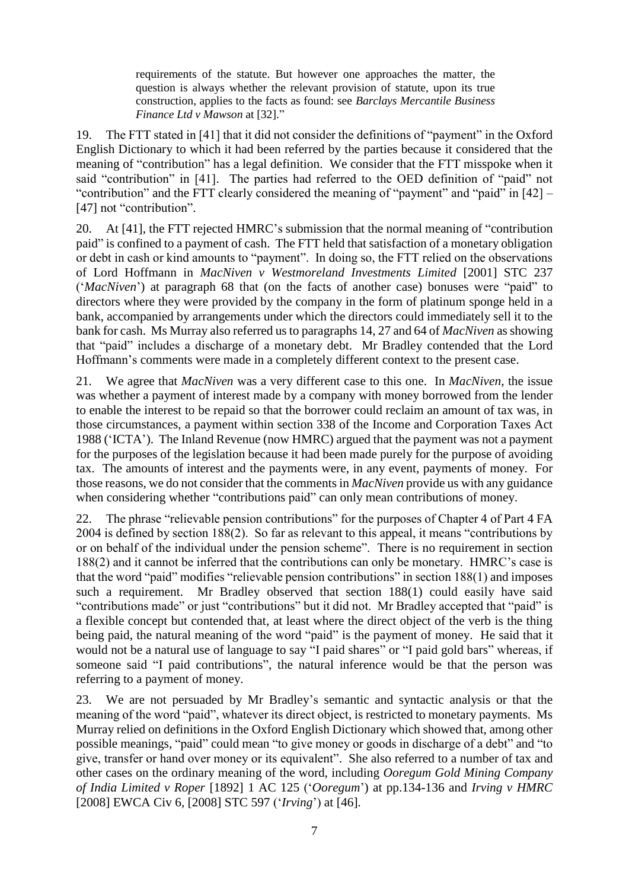> requirements of the statute. But however one approaches the matter, the question is always whether the relevant provision of statute, upon its true construction, applies to the facts as found: see *Barclays Mercantile Business Finance Ltd v Mawson* at [32]."

19. The FTT stated in [41] that it did not consider the definitions of "payment" in the Oxford English Dictionary to which it had been referred by the parties because it considered that the meaning of "contribution" has a legal definition. We consider that the FTT misspoke when it said "contribution" in [41]. The parties had referred to the OED definition of "paid" not "contribution" and the FTT clearly considered the meaning of "payment" and "paid" in [42] – [47] not "contribution".

20. At [41], the FTT rejected HMRC's submission that the normal meaning of "contribution paid" is confined to a payment of cash. The FTT held that satisfaction of a monetary obligation or debt in cash or kind amounts to "payment". In doing so, the FTT relied on the observations of Lord Hoffmann in *MacNiven v Westmoreland Investments Limited* [2001] STC 237 ('*MacNiven*') at paragraph 68 that (on the facts of another case) bonuses were "paid" to directors where they were provided by the company in the form of platinum sponge held in a bank, accompanied by arrangements under which the directors could immediately sell it to the bank for cash. Ms Murray also referred us to paragraphs 14, 27 and 64 of *MacNiven* as showing that "paid" includes a discharge of a monetary debt. Mr Bradley contended that the Lord Hoffmann's comments were made in a completely different context to the present case.

21. We agree that *MacNiven* was a very different case to this one. In *MacNiven*, the issue was whether a payment of interest made by a company with money borrowed from the lender to enable the interest to be repaid so that the borrower could reclaim an amount of tax was, in those circumstances, a payment within section 338 of the Income and Corporation Taxes Act 1988 ('ICTA'). The Inland Revenue (now HMRC) argued that the payment was not a payment for the purposes of the legislation because it had been made purely for the purpose of avoiding tax. The amounts of interest and the payments were, in any event, payments of money. For those reasons, we do not consider that the comments in *MacNiven* provide us with any guidance when considering whether "contributions paid" can only mean contributions of money.

22. The phrase "relievable pension contributions" for the purposes of Chapter 4 of Part 4 FA 2004 is defined by section 188(2). So far as relevant to this appeal, it means "contributions by or on behalf of the individual under the pension scheme". There is no requirement in section 188(2) and it cannot be inferred that the contributions can only be monetary. HMRC's case is that the word "paid" modifies "relievable pension contributions" in section 188(1) and imposes such a requirement. Mr Bradley observed that section 188(1) could easily have said "contributions made" or just "contributions" but it did not. Mr Bradley accepted that "paid" is a flexible concept but contended that, at least where the direct object of the verb is the thing being paid, the natural meaning of the word "paid" is the payment of money. He said that it would not be a natural use of language to say "I paid shares" or "I paid gold bars" whereas, if someone said "I paid contributions", the natural inference would be that the person was referring to a payment of money.

23. We are not persuaded by Mr Bradley's semantic and syntactic analysis or that the meaning of the word "paid", whatever its direct object, is restricted to monetary payments. Ms Murray relied on definitions in the Oxford English Dictionary which showed that, among other possible meanings, "paid" could mean "to give money or goods in discharge of a debt" and "to give, transfer or hand over money or its equivalent". She also referred to a number of tax and other cases on the ordinary meaning of the word, including *Ooregum Gold Mining Company of India Limited v Roper* [1892] 1 AC 125 ('*Ooregum*') at pp.134-136 and *Irving v HMRC* [2008] EWCA Civ 6, [2008] STC 597 ('*Irving*') at [46].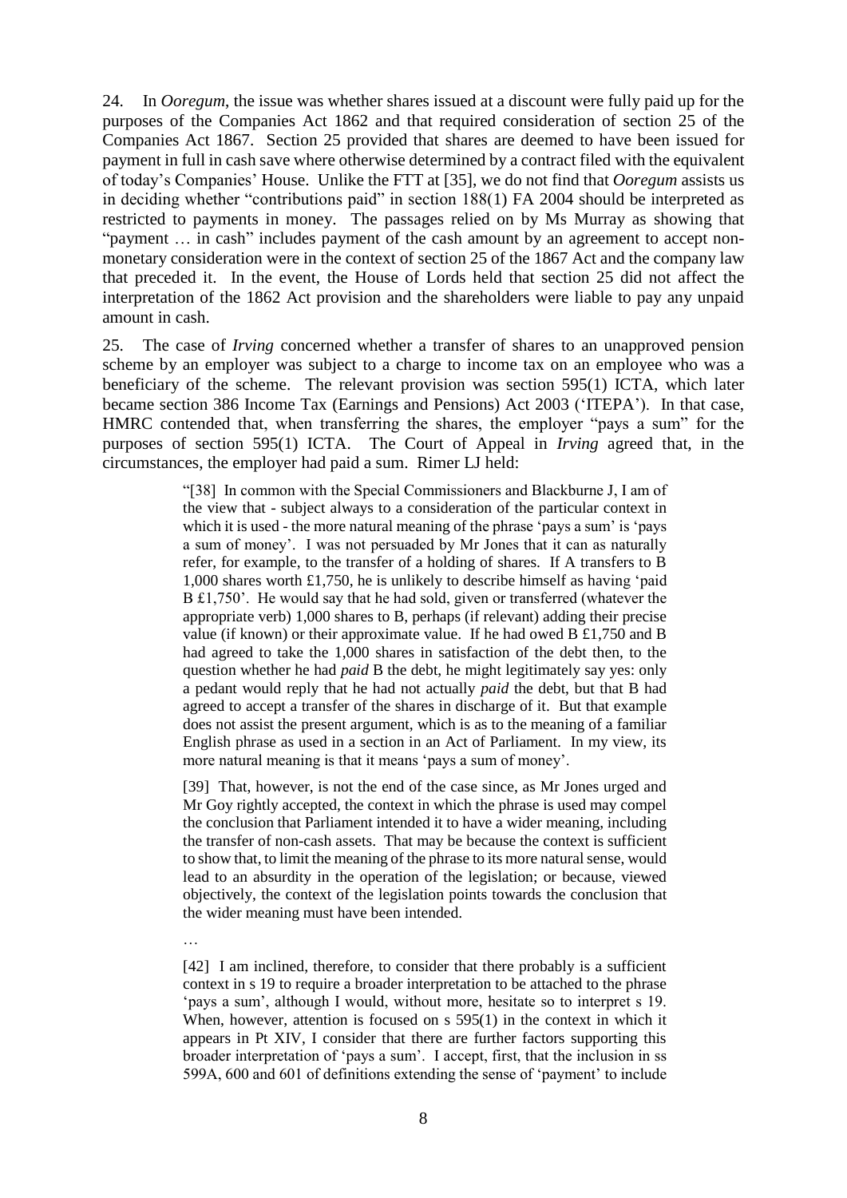24. In *Ooregum*, the issue was whether shares issued at a discount were fully paid up for the purposes of the Companies Act 1862 and that required consideration of section 25 of the Companies Act 1867. Section 25 provided that shares are deemed to have been issued for payment in full in cash save where otherwise determined by a contract filed with the equivalent of today's Companies' House. Unlike the FTT at [35], we do not find that *Ooregum* assists us in deciding whether "contributions paid" in section 188(1) FA 2004 should be interpreted as restricted to payments in money. The passages relied on by Ms Murray as showing that "payment … in cash" includes payment of the cash amount by an agreement to accept non-monetary consideration were in the context of section 25 of the 1867 Act and the company law that preceded it. In the event, the House of Lords held that section 25 did not affect the interpretation of the 1862 Act provision and the shareholders were liable to pay any unpaid amount in cash.

25. The case of *Irving* concerned whether a transfer of shares to an unapproved pension scheme by an employer was subject to a charge to income tax on an employee who was a beneficiary of the scheme. The relevant provision was section 595(1) ICTA, which later became section 386 Income Tax (Earnings and Pensions) Act 2003 ('ITEPA'). In that case, HMRC contended that, when transferring the shares, the employer "pays a sum" for the purposes of section 595(1) ICTA. The Court of Appeal in *Irving* agreed that, in the circumstances, the employer had paid a sum. Rimer LJ held:

> "[38] In common with the Special Commissioners and Blackburne J, I am of the view that - subject always to a consideration of the particular context in which it is used - the more natural meaning of the phrase 'pays a sum' is 'pays a sum of money'. I was not persuaded by Mr Jones that it can as naturally refer, for example, to the transfer of a holding of shares. If A transfers to B 1,000 shares worth £1,750, he is unlikely to describe himself as having 'paid B £1,750'. He would say that he had sold, given or transferred (whatever the appropriate verb) 1,000 shares to B, perhaps (if relevant) adding their precise value (if known) or their approximate value. If he had owed B £1,750 and B had agreed to take the 1,000 shares in satisfaction of the debt then, to the question whether he had *paid* B the debt, he might legitimately say yes: only a pedant would reply that he had not actually *paid* the debt, but that B had agreed to accept a transfer of the shares in discharge of it. But that example does not assist the present argument, which is as to the meaning of a familiar English phrase as used in a section in an Act of Parliament. In my view, its more natural meaning is that it means 'pays a sum of money'.
>
> [39] That, however, is not the end of the case since, as Mr Jones urged and Mr Goy rightly accepted, the context in which the phrase is used may compel the conclusion that Parliament intended it to have a wider meaning, including the transfer of non-cash assets. That may be because the context is sufficient to show that, to limit the meaning of the phrase to its more natural sense, would lead to an absurdity in the operation of the legislation; or because, viewed objectively, the context of the legislation points towards the conclusion that the wider meaning must have been intended.
>
> …
>
> [42] I am inclined, therefore, to consider that there probably is a sufficient context in s 19 to require a broader interpretation to be attached to the phrase 'pays a sum', although I would, without more, hesitate so to interpret s 19. When, however, attention is focused on s 595(1) in the context in which it appears in Pt XIV, I consider that there are further factors supporting this broader interpretation of 'pays a sum'. I accept, first, that the inclusion in ss 599A, 600 and 601 of definitions extending the sense of 'payment' to include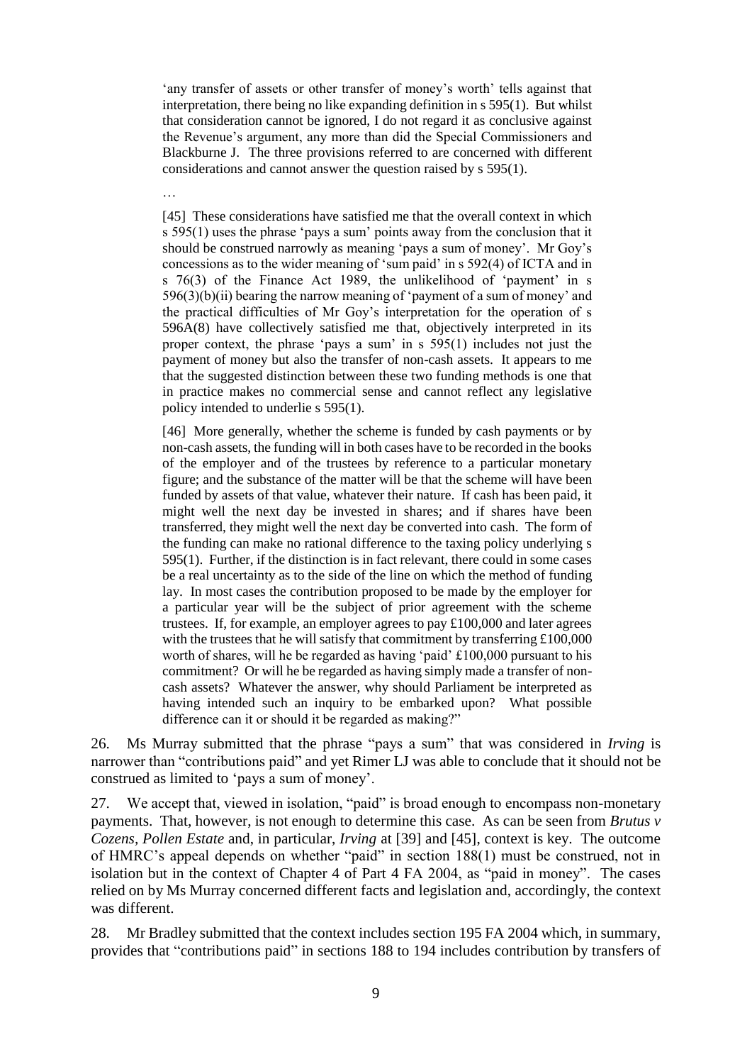'any transfer of assets or other transfer of money's worth' tells against that interpretation, there being no like expanding definition in s 595(1). But whilst that consideration cannot be ignored, I do not regard it as conclusive against the Revenue's argument, any more than did the Special Commissioners and Blackburne J. The three provisions referred to are concerned with different considerations and cannot answer the question raised by s 595(1).

> …
>
> [45] These considerations have satisfied me that the overall context in which s 595(1) uses the phrase 'pays a sum' points away from the conclusion that it should be construed narrowly as meaning 'pays a sum of money'. Mr Goy's concessions as to the wider meaning of 'sum paid' in s 592(4) of ICTA and in s 76(3) of the Finance Act 1989, the unlikelihood of 'payment' in s 596(3)(b)(ii) bearing the narrow meaning of 'payment of a sum of money' and the practical difficulties of Mr Goy's interpretation for the operation of s 596A(8) have collectively satisfied me that, objectively interpreted in its proper context, the phrase 'pays a sum' in s 595(1) includes not just the payment of money but also the transfer of non-cash assets. It appears to me that the suggested distinction between these two funding methods is one that in practice makes no commercial sense and cannot reflect any legislative policy intended to underlie s 595(1).
>
> [46] More generally, whether the scheme is funded by cash payments or by non-cash assets, the funding will in both cases have to be recorded in the books of the employer and of the trustees by reference to a particular monetary figure; and the substance of the matter will be that the scheme will have been funded by assets of that value, whatever their nature. If cash has been paid, it might well the next day be invested in shares; and if shares have been transferred, they might well the next day be converted into cash. The form of the funding can make no rational difference to the taxing policy underlying s 595(1). Further, if the distinction is in fact relevant, there could in some cases be a real uncertainty as to the side of the line on which the method of funding lay. In most cases the contribution proposed to be made by the employer for a particular year will be the subject of prior agreement with the scheme trustees. If, for example, an employer agrees to pay £100,000 and later agrees with the trustees that he will satisfy that commitment by transferring £100,000 worth of shares, will he be regarded as having 'paid' £100,000 pursuant to his commitment? Or will he be regarded as having simply made a transfer of non-cash assets? Whatever the answer, why should Parliament be interpreted as having intended such an inquiry to be embarked upon? What possible difference can it or should it be regarded as making?"

26. Ms Murray submitted that the phrase "pays a sum" that was considered in *Irving* is narrower than "contributions paid" and yet Rimer LJ was able to conclude that it should not be construed as limited to 'pays a sum of money'.

27. We accept that, viewed in isolation, "paid" is broad enough to encompass non-monetary payments. That, however, is not enough to determine this case. As can be seen from *Brutus v Cozens*, *Pollen Estate* and, in particular, *Irving* at [39] and [45], context is key. The outcome of HMRC's appeal depends on whether "paid" in section 188(1) must be construed, not in isolation but in the context of Chapter 4 of Part 4 FA 2004, as "paid in money". The cases relied on by Ms Murray concerned different facts and legislation and, accordingly, the context was different.

28. Mr Bradley submitted that the context includes section 195 FA 2004 which, in summary, provides that "contributions paid" in sections 188 to 194 includes contribution by transfers of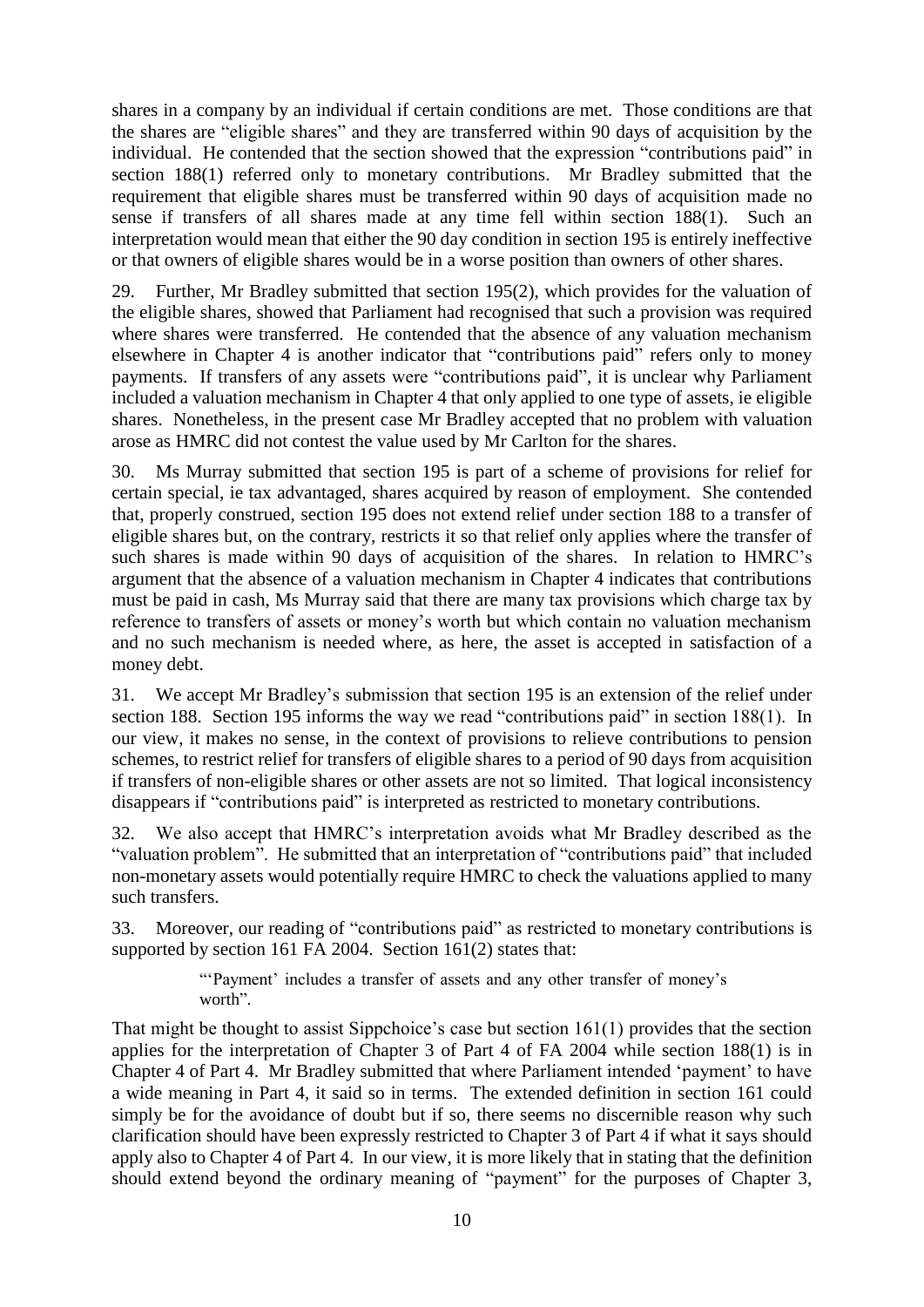shares in a company by an individual if certain conditions are met. Those conditions are that the shares are "eligible shares" and they are transferred within 90 days of acquisition by the individual. He contended that the section showed that the expression "contributions paid" in section 188(1) referred only to monetary contributions. Mr Bradley submitted that the requirement that eligible shares must be transferred within 90 days of acquisition made no sense if transfers of all shares made at any time fell within section 188(1). Such an interpretation would mean that either the 90 day condition in section 195 is entirely ineffective or that owners of eligible shares would be in a worse position than owners of other shares.

29. Further, Mr Bradley submitted that section 195(2), which provides for the valuation of the eligible shares, showed that Parliament had recognised that such a provision was required where shares were transferred. He contended that the absence of any valuation mechanism elsewhere in Chapter 4 is another indicator that "contributions paid" refers only to money payments. If transfers of any assets were "contributions paid", it is unclear why Parliament included a valuation mechanism in Chapter 4 that only applied to one type of assets, ie eligible shares. Nonetheless, in the present case Mr Bradley accepted that no problem with valuation arose as HMRC did not contest the value used by Mr Carlton for the shares.

30. Ms Murray submitted that section 195 is part of a scheme of provisions for relief for certain special, ie tax advantaged, shares acquired by reason of employment. She contended that, properly construed, section 195 does not extend relief under section 188 to a transfer of eligible shares but, on the contrary, restricts it so that relief only applies where the transfer of such shares is made within 90 days of acquisition of the shares. In relation to HMRC's argument that the absence of a valuation mechanism in Chapter 4 indicates that contributions must be paid in cash, Ms Murray said that there are many tax provisions which charge tax by reference to transfers of assets or money's worth but which contain no valuation mechanism and no such mechanism is needed where, as here, the asset is accepted in satisfaction of a money debt.

31. We accept Mr Bradley's submission that section 195 is an extension of the relief under section 188. Section 195 informs the way we read "contributions paid" in section 188(1). In our view, it makes no sense, in the context of provisions to relieve contributions to pension schemes, to restrict relief for transfers of eligible shares to a period of 90 days from acquisition if transfers of non-eligible shares or other assets are not so limited. That logical inconsistency disappears if "contributions paid" is interpreted as restricted to monetary contributions.

32. We also accept that HMRC's interpretation avoids what Mr Bradley described as the "valuation problem". He submitted that an interpretation of "contributions paid" that included non-monetary assets would potentially require HMRC to check the valuations applied to many such transfers.

33. Moreover, our reading of "contributions paid" as restricted to monetary contributions is supported by section 161 FA 2004. Section 161(2) states that:

> "'Payment' includes a transfer of assets and any other transfer of money's worth".

That might be thought to assist Sippchoice's case but section 161(1) provides that the section applies for the interpretation of Chapter 3 of Part 4 of FA 2004 while section 188(1) is in Chapter 4 of Part 4. Mr Bradley submitted that where Parliament intended 'payment' to have a wide meaning in Part 4, it said so in terms. The extended definition in section 161 could simply be for the avoidance of doubt but if so, there seems no discernible reason why such clarification should have been expressly restricted to Chapter 3 of Part 4 if what it says should apply also to Chapter 4 of Part 4. In our view, it is more likely that in stating that the definition should extend beyond the ordinary meaning of "payment" for the purposes of Chapter 3,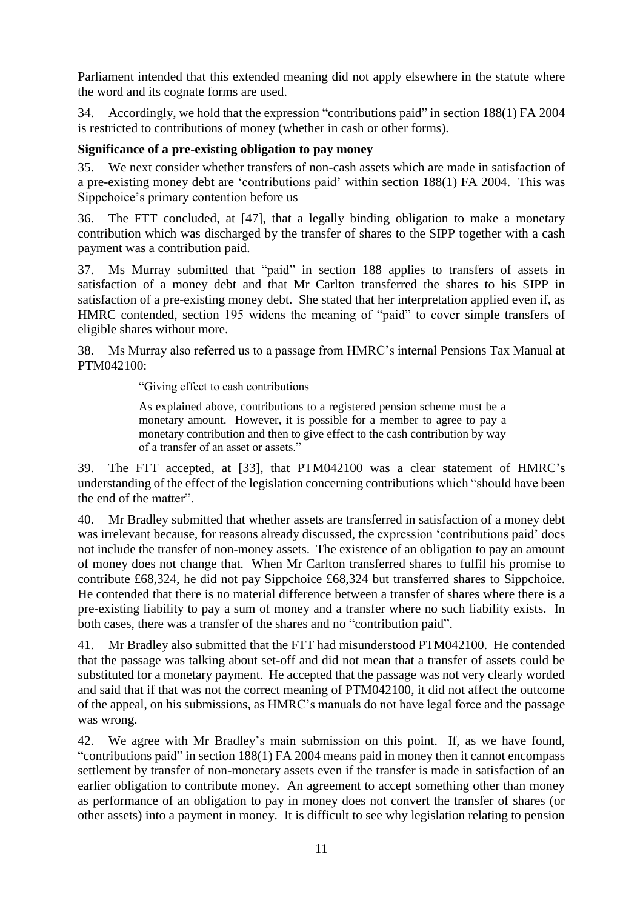Parliament intended that this extended meaning did not apply elsewhere in the statute where the word and its cognate forms are used.

34. Accordingly, we hold that the expression "contributions paid" in section 188(1) FA 2004 is restricted to contributions of money (whether in cash or other forms).

**Significance of a pre-existing obligation to pay money**

35. We next consider whether transfers of non-cash assets which are made in satisfaction of a pre-existing money debt are 'contributions paid' within section 188(1) FA 2004. This was Sippchoice's primary contention before us

36. The FTT concluded, at [47], that a legally binding obligation to make a monetary contribution which was discharged by the transfer of shares to the SIPP together with a cash payment was a contribution paid.

37. Ms Murray submitted that "paid" in section 188 applies to transfers of assets in satisfaction of a money debt and that Mr Carlton transferred the shares to his SIPP in satisfaction of a pre-existing money debt. She stated that her interpretation applied even if, as HMRC contended, section 195 widens the meaning of "paid" to cover simple transfers of eligible shares without more.

38. Ms Murray also referred us to a passage from HMRC's internal Pensions Tax Manual at PTM042100:

> "Giving effect to cash contributions
>
> As explained above, contributions to a registered pension scheme must be a monetary amount. However, it is possible for a member to agree to pay a monetary contribution and then to give effect to the cash contribution by way of a transfer of an asset or assets."

39. The FTT accepted, at [33], that PTM042100 was a clear statement of HMRC's understanding of the effect of the legislation concerning contributions which "should have been the end of the matter".

40. Mr Bradley submitted that whether assets are transferred in satisfaction of a money debt was irrelevant because, for reasons already discussed, the expression 'contributions paid' does not include the transfer of non-money assets. The existence of an obligation to pay an amount of money does not change that. When Mr Carlton transferred shares to fulfil his promise to contribute £68,324, he did not pay Sippchoice £68,324 but transferred shares to Sippchoice. He contended that there is no material difference between a transfer of shares where there is a pre-existing liability to pay a sum of money and a transfer where no such liability exists. In both cases, there was a transfer of the shares and no "contribution paid".

41. Mr Bradley also submitted that the FTT had misunderstood PTM042100. He contended that the passage was talking about set-off and did not mean that a transfer of assets could be substituted for a monetary payment. He accepted that the passage was not very clearly worded and said that if that was not the correct meaning of PTM042100, it did not affect the outcome of the appeal, on his submissions, as HMRC's manuals do not have legal force and the passage was wrong.

42. We agree with Mr Bradley's main submission on this point. If, as we have found, "contributions paid" in section 188(1) FA 2004 means paid in money then it cannot encompass settlement by transfer of non-monetary assets even if the transfer is made in satisfaction of an earlier obligation to contribute money. An agreement to accept something other than money as performance of an obligation to pay in money does not convert the transfer of shares (or other assets) into a payment in money. It is difficult to see why legislation relating to pension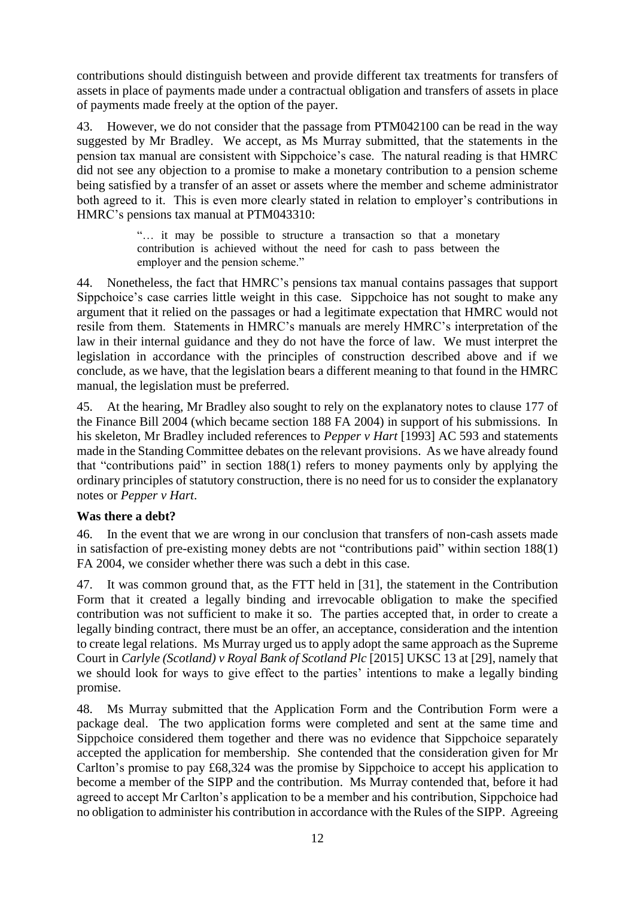contributions should distinguish between and provide different tax treatments for transfers of assets in place of payments made under a contractual obligation and transfers of assets in place of payments made freely at the option of the payer.

43. However, we do not consider that the passage from PTM042100 can be read in the way suggested by Mr Bradley. We accept, as Ms Murray submitted, that the statements in the pension tax manual are consistent with Sippchoice's case. The natural reading is that HMRC did not see any objection to a promise to make a monetary contribution to a pension scheme being satisfied by a transfer of an asset or assets where the member and scheme administrator both agreed to it. This is even more clearly stated in relation to employer's contributions in HMRC's pensions tax manual at PTM043310:

> "… it may be possible to structure a transaction so that a monetary contribution is achieved without the need for cash to pass between the employer and the pension scheme."

44. Nonetheless, the fact that HMRC's pensions tax manual contains passages that support Sippchoice's case carries little weight in this case. Sippchoice has not sought to make any argument that it relied on the passages or had a legitimate expectation that HMRC would not resile from them. Statements in HMRC's manuals are merely HMRC's interpretation of the law in their internal guidance and they do not have the force of law. We must interpret the legislation in accordance with the principles of construction described above and if we conclude, as we have, that the legislation bears a different meaning to that found in the HMRC manual, the legislation must be preferred.

45. At the hearing, Mr Bradley also sought to rely on the explanatory notes to clause 177 of the Finance Bill 2004 (which became section 188 FA 2004) in support of his submissions. In his skeleton, Mr Bradley included references to *Pepper v Hart* [1993] AC 593 and statements made in the Standing Committee debates on the relevant provisions. As we have already found that "contributions paid" in section 188(1) refers to money payments only by applying the ordinary principles of statutory construction, there is no need for us to consider the explanatory notes or *Pepper v Hart*.

**Was there a debt?**

46. In the event that we are wrong in our conclusion that transfers of non-cash assets made in satisfaction of pre-existing money debts are not "contributions paid" within section 188(1) FA 2004, we consider whether there was such a debt in this case.

47. It was common ground that, as the FTT held in [31], the statement in the Contribution Form that it created a legally binding and irrevocable obligation to make the specified contribution was not sufficient to make it so. The parties accepted that, in order to create a legally binding contract, there must be an offer, an acceptance, consideration and the intention to create legal relations. Ms Murray urged us to apply adopt the same approach as the Supreme Court in *Carlyle (Scotland) v Royal Bank of Scotland Plc* [2015] UKSC 13 at [29], namely that we should look for ways to give effect to the parties' intentions to make a legally binding promise.

48. Ms Murray submitted that the Application Form and the Contribution Form were a package deal. The two application forms were completed and sent at the same time and Sippchoice considered them together and there was no evidence that Sippchoice separately accepted the application for membership. She contended that the consideration given for Mr Carlton's promise to pay £68,324 was the promise by Sippchoice to accept his application to become a member of the SIPP and the contribution. Ms Murray contended that, before it had agreed to accept Mr Carlton's application to be a member and his contribution, Sippchoice had no obligation to administer his contribution in accordance with the Rules of the SIPP. Agreeing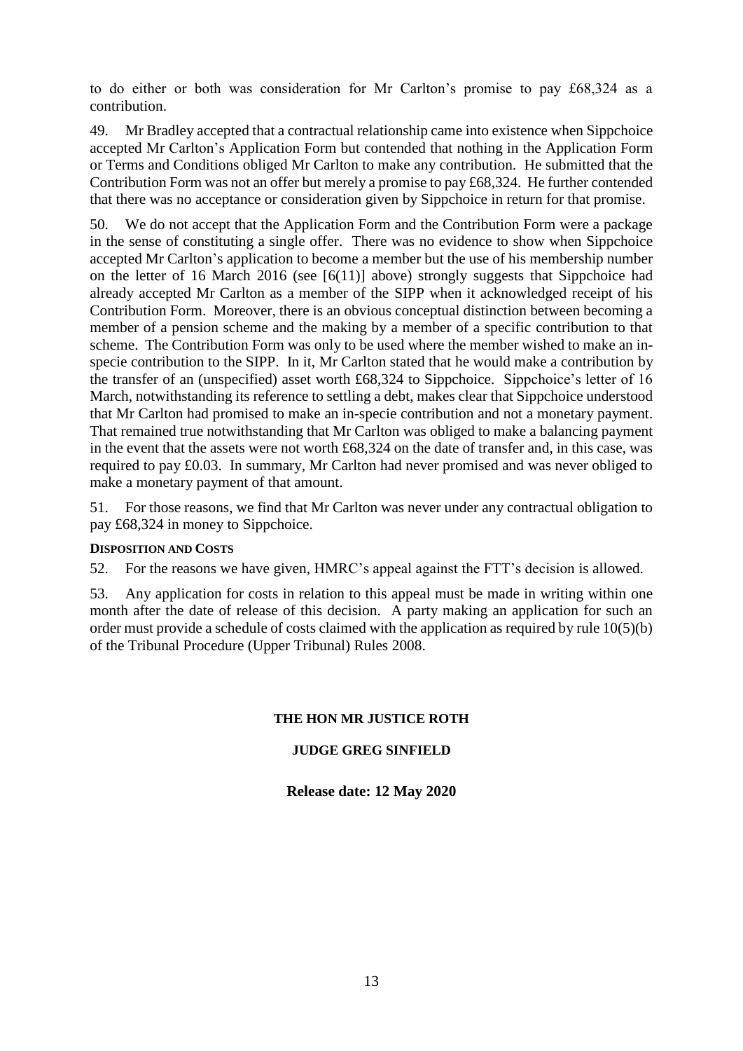to do either or both was consideration for Mr Carlton's promise to pay £68,324 as a contribution.

49. Mr Bradley accepted that a contractual relationship came into existence when Sippchoice accepted Mr Carlton's Application Form but contended that nothing in the Application Form or Terms and Conditions obliged Mr Carlton to make any contribution. He submitted that the Contribution Form was not an offer but merely a promise to pay £68,324. He further contended that there was no acceptance or consideration given by Sippchoice in return for that promise.

50. We do not accept that the Application Form and the Contribution Form were a package in the sense of constituting a single offer. There was no evidence to show when Sippchoice accepted Mr Carlton's application to become a member but the use of his membership number on the letter of 16 March 2016 (see [6(11)] above) strongly suggests that Sippchoice had already accepted Mr Carlton as a member of the SIPP when it acknowledged receipt of his Contribution Form. Moreover, there is an obvious conceptual distinction between becoming a member of a pension scheme and the making by a member of a specific contribution to that scheme. The Contribution Form was only to be used where the member wished to make an in-specie contribution to the SIPP. In it, Mr Carlton stated that he would make a contribution by the transfer of an (unspecified) asset worth £68,324 to Sippchoice. Sippchoice's letter of 16 March, notwithstanding its reference to settling a debt, makes clear that Sippchoice understood that Mr Carlton had promised to make an in-specie contribution and not a monetary payment. That remained true notwithstanding that Mr Carlton was obliged to make a balancing payment in the event that the assets were not worth £68,324 on the date of transfer and, in this case, was required to pay £0.03. In summary, Mr Carlton had never promised and was never obliged to make a monetary payment of that amount.

51. For those reasons, we find that Mr Carlton was never under any contractual obligation to pay £68,324 in money to Sippchoice.

**DISPOSITION AND COSTS**

52. For the reasons we have given, HMRC's appeal against the FTT's decision is allowed.

53. Any application for costs in relation to this appeal must be made in writing within one month after the date of release of this decision. A party making an application for such an order must provide a schedule of costs claimed with the application as required by rule 10(5)(b) of the Tribunal Procedure (Upper Tribunal) Rules 2008.

**THE HON MR JUSTICE ROTH**

**JUDGE GREG SINFIELD**

**Release date: 12 May 2020**